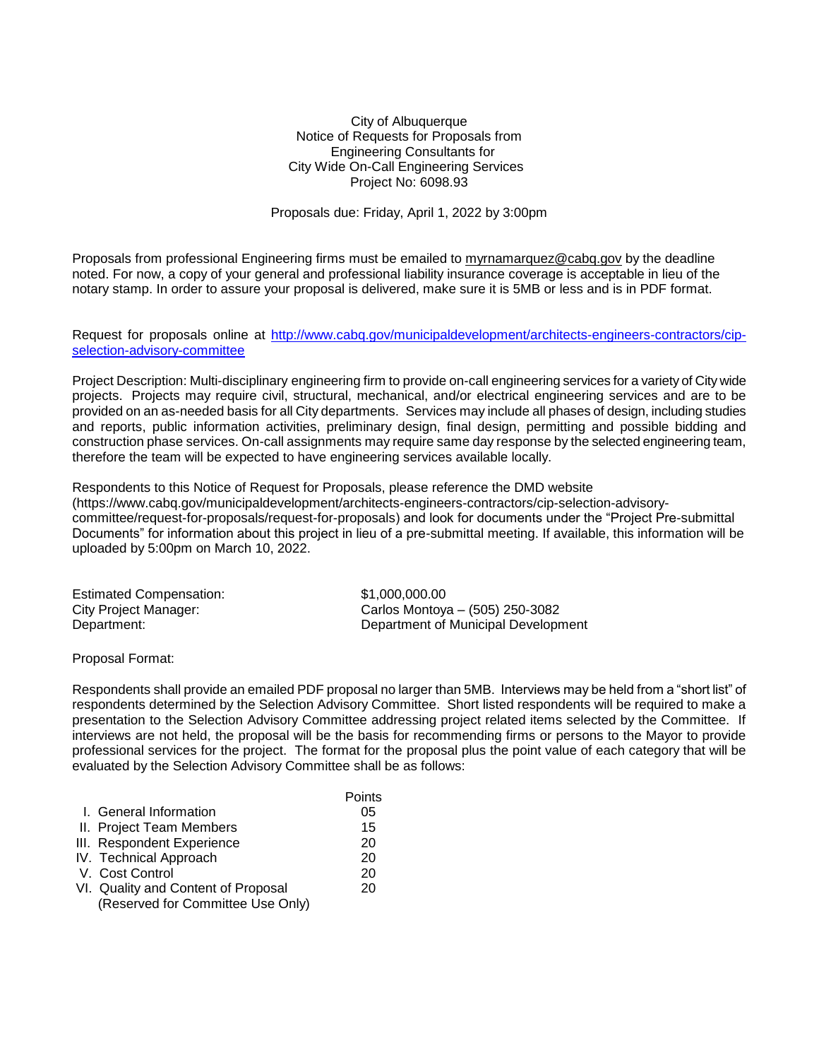City of Albuquerque
Notice of Requests for Proposals from
Engineering Consultants for
City Wide On-Call Engineering Services
Project No: 6098.93

Proposals due: Friday, April 1, 2022 by 3:00pm

Proposals from professional Engineering firms must be emailed to myrnamarquez@cabq.gov by the deadline noted. For now, a copy of your general and professional liability insurance coverage is acceptable in lieu of the notary stamp. In order to assure your proposal is delivered, make sure it is 5MB or less and is in PDF format.

Request for proposals online at http://www.cabq.gov/municipaldevelopment/architects-engineers-contractors/cip-selection-advisory-committee

Project Description: Multi-disciplinary engineering firm to provide on-call engineering services for a variety of City wide projects. Projects may require civil, structural, mechanical, and/or electrical engineering services and are to be provided on an as-needed basis for all City departments. Services may include all phases of design, including studies and reports, public information activities, preliminary design, final design, permitting and possible bidding and construction phase services. On-call assignments may require same day response by the selected engineering team, therefore the team will be expected to have engineering services available locally.

Respondents to this Notice of Request for Proposals, please reference the DMD website (https://www.cabq.gov/municipaldevelopment/architects-engineers-contractors/cip-selection-advisory-committee/request-for-proposals/request-for-proposals) and look for documents under the "Project Pre-submittal Documents" for information about this project in lieu of a pre-submittal meeting. If available, this information will be uploaded by 5:00pm on March 10, 2022.

| | |
|---|---|
| Estimated Compensation: | $1,000,000.00 |
| City Project Manager: | Carlos Montoya – (505) 250-3082 |
| Department: | Department of Municipal Development |

Proposal Format:

Respondents shall provide an emailed PDF proposal no larger than 5MB. Interviews may be held from a "short list" of respondents determined by the Selection Advisory Committee. Short listed respondents will be required to make a presentation to the Selection Advisory Committee addressing project related items selected by the Committee. If interviews are not held, the proposal will be the basis for recommending firms or persons to the Mayor to provide professional services for the project. The format for the proposal plus the point value of each category that will be evaluated by the Selection Advisory Committee shall be as follows:

| | Points |
|---|---|
| I. General Information | 05 |
| II. Project Team Members | 15 |
| III. Respondent Experience | 20 |
| IV. Technical Approach | 20 |
| V. Cost Control | 20 |
| VI. Quality and Content of Proposal (Reserved for Committee Use Only) | 20 |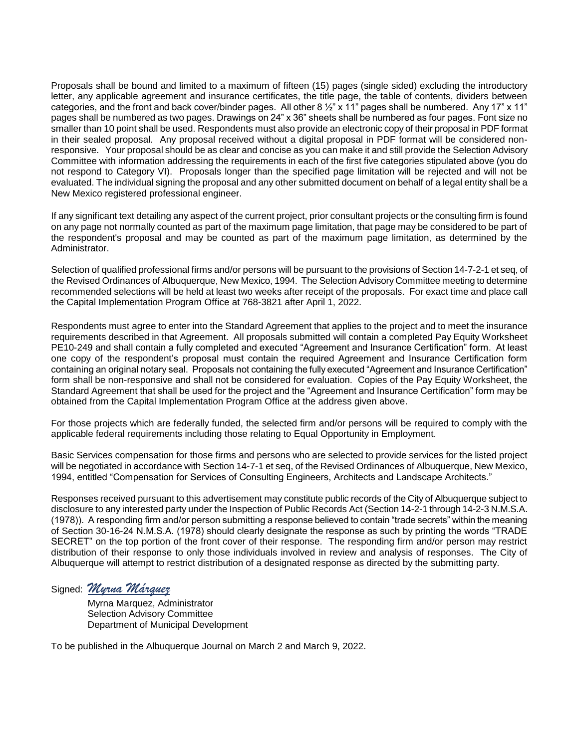Proposals shall be bound and limited to a maximum of fifteen (15) pages (single sided) excluding the introductory letter, any applicable agreement and insurance certificates, the title page, the table of contents, dividers between categories, and the front and back cover/binder pages. All other 8 ½" x 11" pages shall be numbered. Any 17" x 11" pages shall be numbered as two pages. Drawings on 24" x 36" sheets shall be numbered as four pages. Font size no smaller than 10 point shall be used. Respondents must also provide an electronic copy of their proposal in PDF format in their sealed proposal. Any proposal received without a digital proposal in PDF format will be considered non-responsive. Your proposal should be as clear and concise as you can make it and still provide the Selection Advisory Committee with information addressing the requirements in each of the first five categories stipulated above (you do not respond to Category VI). Proposals longer than the specified page limitation will be rejected and will not be evaluated. The individual signing the proposal and any other submitted document on behalf of a legal entity shall be a New Mexico registered professional engineer.

If any significant text detailing any aspect of the current project, prior consultant projects or the consulting firm is found on any page not normally counted as part of the maximum page limitation, that page may be considered to be part of the respondent's proposal and may be counted as part of the maximum page limitation, as determined by the Administrator.

Selection of qualified professional firms and/or persons will be pursuant to the provisions of Section 14-7-2-1 et seq, of the Revised Ordinances of Albuquerque, New Mexico, 1994. The Selection Advisory Committee meeting to determine recommended selections will be held at least two weeks after receipt of the proposals. For exact time and place call the Capital Implementation Program Office at 768-3821 after April 1, 2022.

Respondents must agree to enter into the Standard Agreement that applies to the project and to meet the insurance requirements described in that Agreement. All proposals submitted will contain a completed Pay Equity Worksheet PE10-249 and shall contain a fully completed and executed "Agreement and Insurance Certification" form. At least one copy of the respondent's proposal must contain the required Agreement and Insurance Certification form containing an original notary seal. Proposals not containing the fully executed "Agreement and Insurance Certification" form shall be non-responsive and shall not be considered for evaluation. Copies of the Pay Equity Worksheet, the Standard Agreement that shall be used for the project and the "Agreement and Insurance Certification" form may be obtained from the Capital Implementation Program Office at the address given above.

For those projects which are federally funded, the selected firm and/or persons will be required to comply with the applicable federal requirements including those relating to Equal Opportunity in Employment.

Basic Services compensation for those firms and persons who are selected to provide services for the listed project will be negotiated in accordance with Section 14-7-1 et seq, of the Revised Ordinances of Albuquerque, New Mexico, 1994, entitled "Compensation for Services of Consulting Engineers, Architects and Landscape Architects."

Responses received pursuant to this advertisement may constitute public records of the City of Albuquerque subject to disclosure to any interested party under the Inspection of Public Records Act (Section 14-2-1 through 14-2-3 N.M.S.A. (1978)). A responding firm and/or person submitting a response believed to contain "trade secrets" within the meaning of Section 30-16-24 N.M.S.A. (1978) should clearly designate the response as such by printing the words "TRADE SECRET" on the top portion of the front cover of their response. The responding firm and/or person may restrict distribution of their response to only those individuals involved in review and analysis of responses. The City of Albuquerque will attempt to restrict distribution of a designated response as directed by the submitting party.

Signed: *Myrna Márquez*

Myrna Marquez, Administrator
Selection Advisory Committee
Department of Municipal Development

To be published in the Albuquerque Journal on March 2 and March 9, 2022.